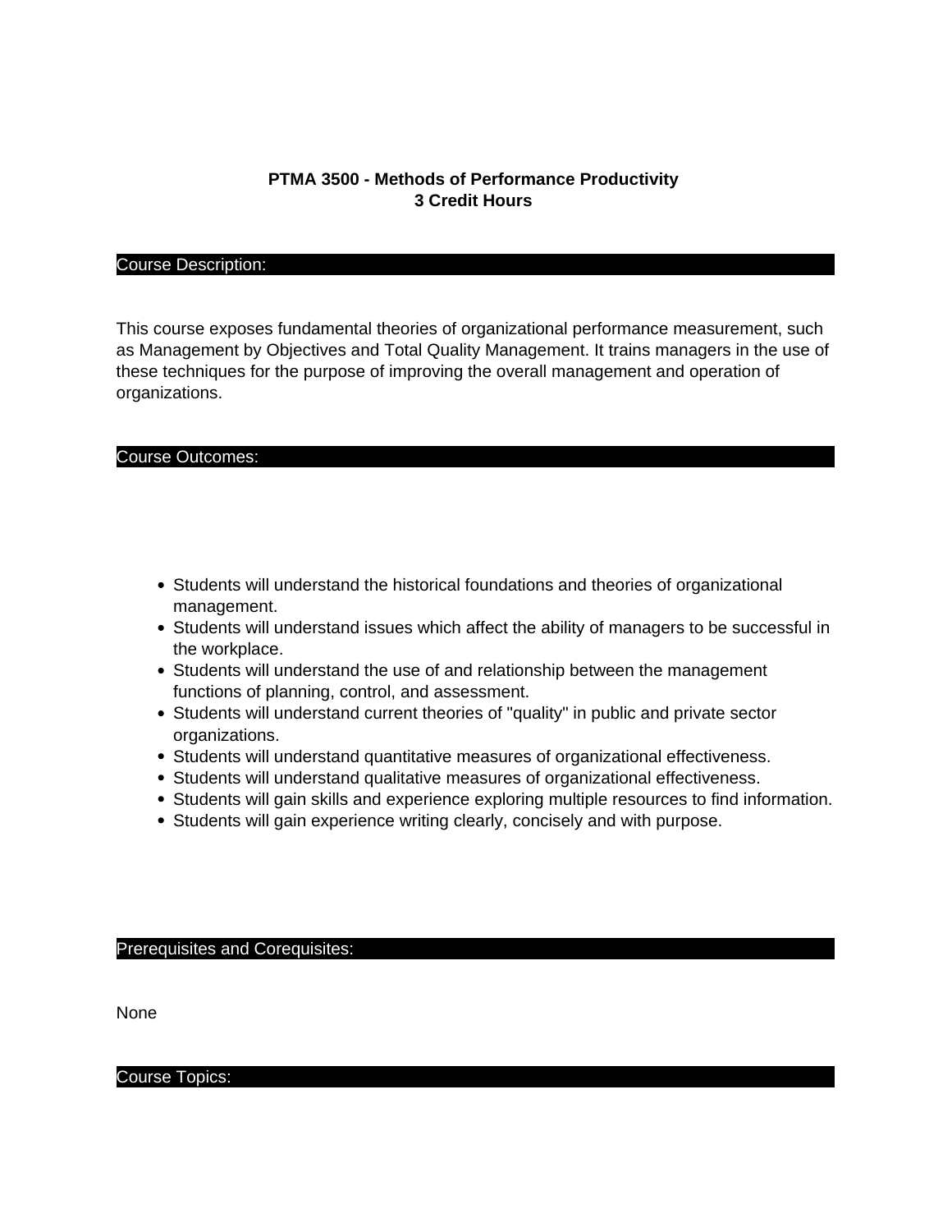# PTMA 3500 - Methods of Performance Productivity
**3 Credit Hours**

## Course Description:

This course exposes fundamental theories of organizational performance measurement, such as Management by Objectives and Total Quality Management. It trains managers in the use of these techniques for the purpose of improving the overall management and operation of organizations.

## Course Outcomes:

- Students will understand the historical foundations and theories of organizational management.
- Students will understand issues which affect the ability of managers to be successful in the workplace.
- Students will understand the use of and relationship between the management functions of planning, control, and assessment.
- Students will understand current theories of "quality" in public and private sector organizations.
- Students will understand quantitative measures of organizational effectiveness.
- Students will understand qualitative measures of organizational effectiveness.
- Students will gain skills and experience exploring multiple resources to find information.
- Students will gain experience writing clearly, concisely and with purpose.

## Prerequisites and Corequisites:

None

## Course Topics: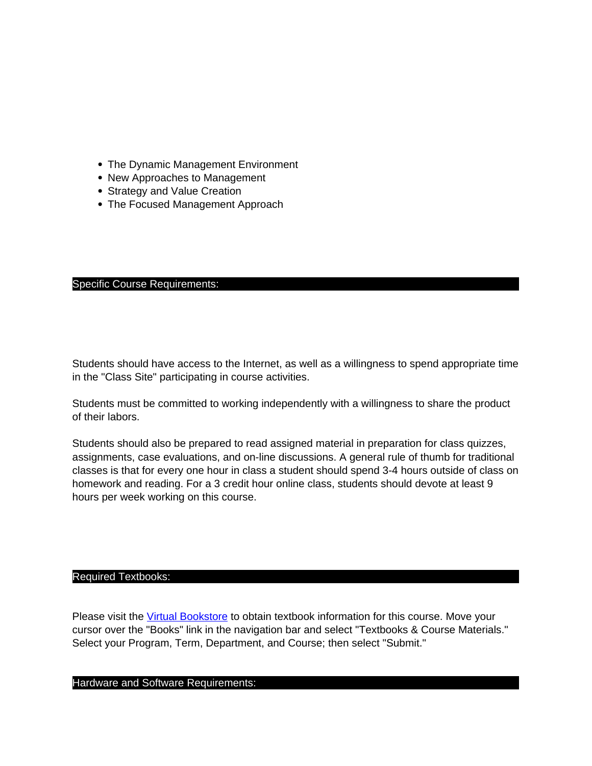- The Dynamic Management Environment
- New Approaches to Management
- Strategy and Value Creation
- The Focused Management Approach

## Specific Course Requirements:

Students should have access to the Internet, as well as a willingness to spend appropriate time in the "Class Site" participating in course activities.

Students must be committed to working independently with a willingness to share the product of their labors.

Students should also be prepared to read assigned material in preparation for class quizzes, assignments, case evaluations, and on-line discussions. A general rule of thumb for traditional classes is that for every one hour in class a student should spend 3-4 hours outside of class on homework and reading. For a 3 credit hour online class, students should devote at least 9 hours per week working on this course.

## Required Textbooks:

Please visit the Virtual Bookstore to obtain textbook information for this course. Move your cursor over the "Books" link in the navigation bar and select "Textbooks & Course Materials." Select your Program, Term, Department, and Course; then select "Submit."

## Hardware and Software Requirements: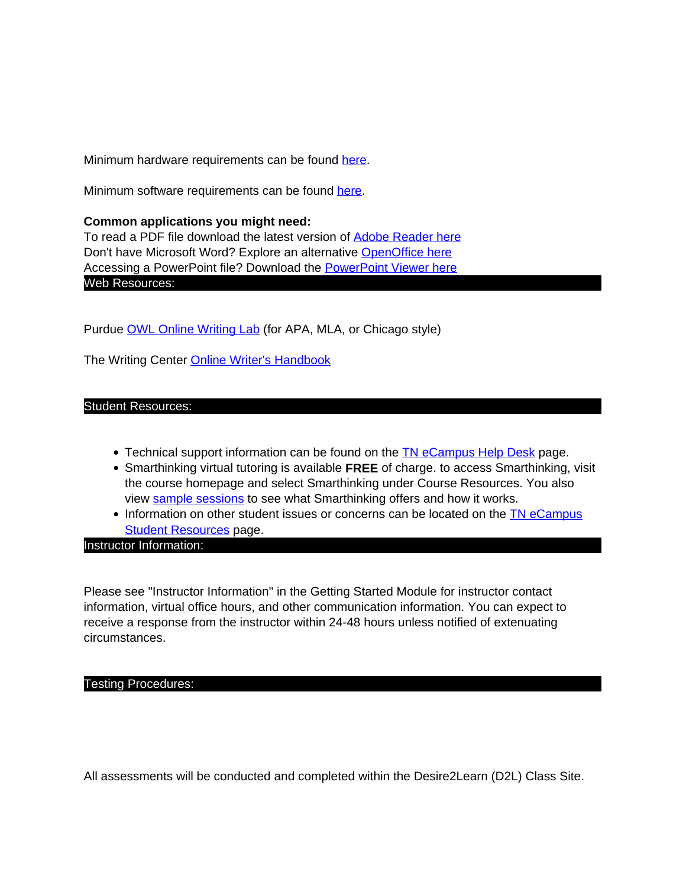Minimum hardware requirements can be found here.

Minimum software requirements can be found here.

**Common applications you might need:**
To read a PDF file download the latest version of Adobe Reader here
Don't have Microsoft Word? Explore an alternative OpenOffice here
Accessing a PowerPoint file? Download the PowerPoint Viewer here

## Web Resources:

Purdue OWL Online Writing Lab (for APA, MLA, or Chicago style)

The Writing Center Online Writer's Handbook

## Student Resources:

- Technical support information can be found on the TN eCampus Help Desk page.
- Smarthinking virtual tutoring is available **FREE** of charge. to access Smarthinking, visit the course homepage and select Smarthinking under Course Resources. You also view sample sessions to see what Smarthinking offers and how it works.
- Information on other student issues or concerns can be located on the TN eCampus Student Resources page.

## Instructor Information:

Please see "Instructor Information" in the Getting Started Module for instructor contact information, virtual office hours, and other communication information. You can expect to receive a response from the instructor within 24-48 hours unless notified of extenuating circumstances.

## Testing Procedures:

All assessments will be conducted and completed within the Desire2Learn (D2L) Class Site.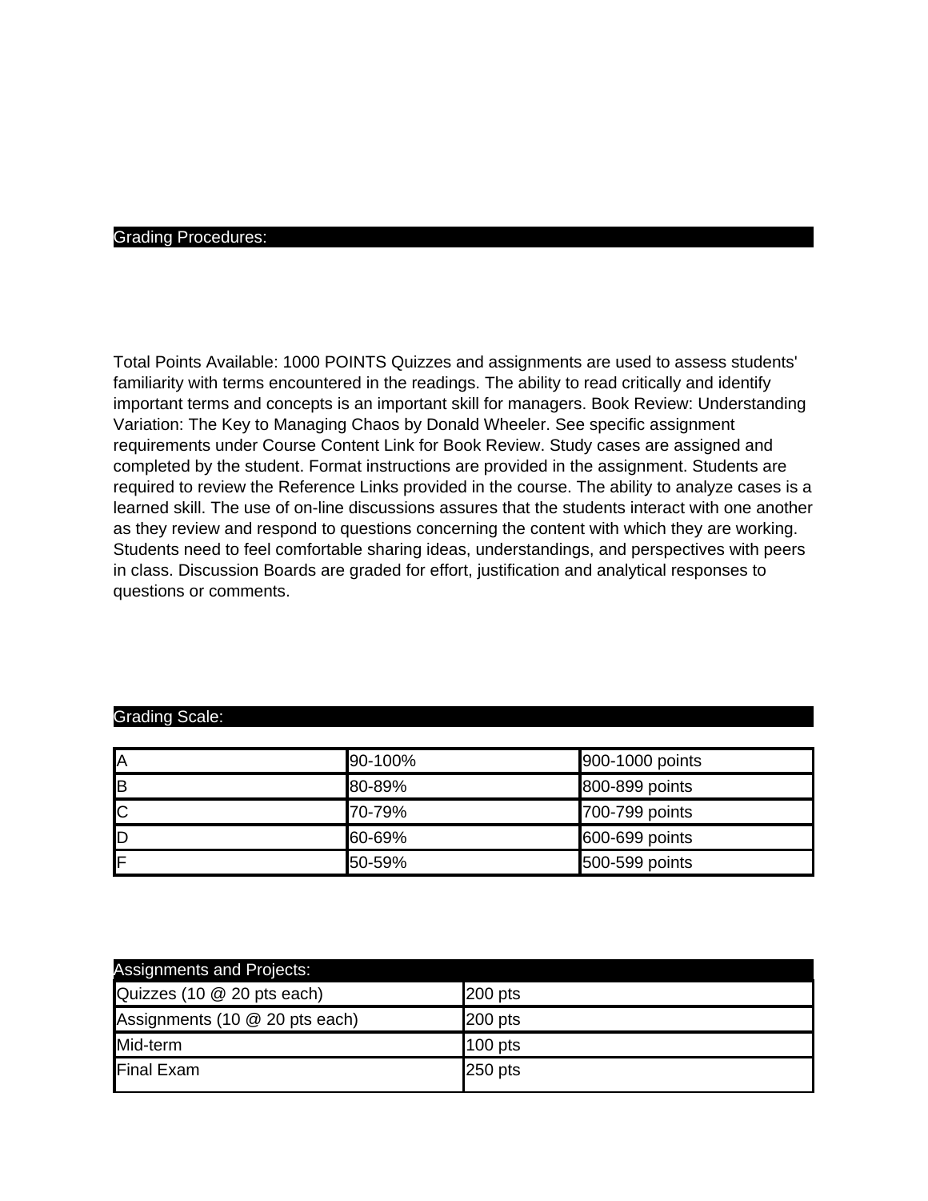## Grading Procedures:

Total Points Available: 1000 POINTS Quizzes and assignments are used to assess students' familiarity with terms encountered in the readings. The ability to read critically and identify important terms and concepts is an important skill for managers. Book Review: Understanding Variation: The Key to Managing Chaos by Donald Wheeler. See specific assignment requirements under Course Content Link for Book Review. Study cases are assigned and completed by the student. Format instructions are provided in the assignment. Students are required to review the Reference Links provided in the course. The ability to analyze cases is a learned skill. The use of on-line discussions assures that the students interact with one another as they review and respond to questions concerning the content with which they are working. Students need to feel comfortable sharing ideas, understandings, and perspectives with peers in class. Discussion Boards are graded for effort, justification and analytical responses to questions or comments.

## Grading Scale:

| | | |
|---|---|---|
| A | 90-100% | 900-1000 points |
| B | 80-89% | 800-899 points |
| C | 70-79% | 700-799 points |
| D | 60-69% | 600-699 points |
| F | 50-59% | 500-599 points |

## Assignments and Projects:

| | |
|---|---|
| Quizzes (10 @ 20 pts each) | 200 pts |
| Assignments (10 @ 20 pts each) | 200 pts |
| Mid-term | 100 pts |
| Final Exam | 250 pts |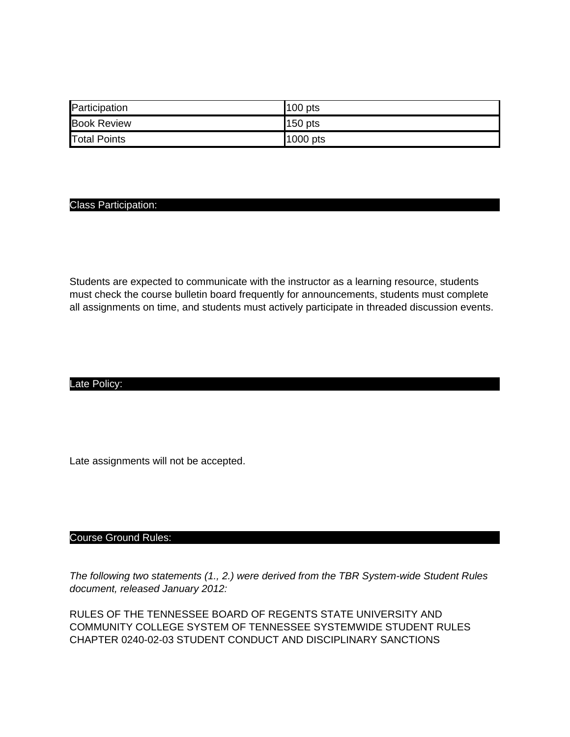| Participation | 100 pts |
|---|---|
| Book Review | 150 pts |
| Total Points | 1000 pts |

## Class Participation:

Students are expected to communicate with the instructor as a learning resource, students must check the course bulletin board frequently for announcements, students must complete all assignments on time, and students must actively participate in threaded discussion events.

## Late Policy:

Late assignments will not be accepted.

## Course Ground Rules:

*The following two statements (1., 2.) were derived from the TBR System-wide Student Rules document, released January 2012:*

RULES OF THE TENNESSEE BOARD OF REGENTS STATE UNIVERSITY AND COMMUNITY COLLEGE SYSTEM OF TENNESSEE SYSTEMWIDE STUDENT RULES CHAPTER 0240-02-03 STUDENT CONDUCT AND DISCIPLINARY SANCTIONS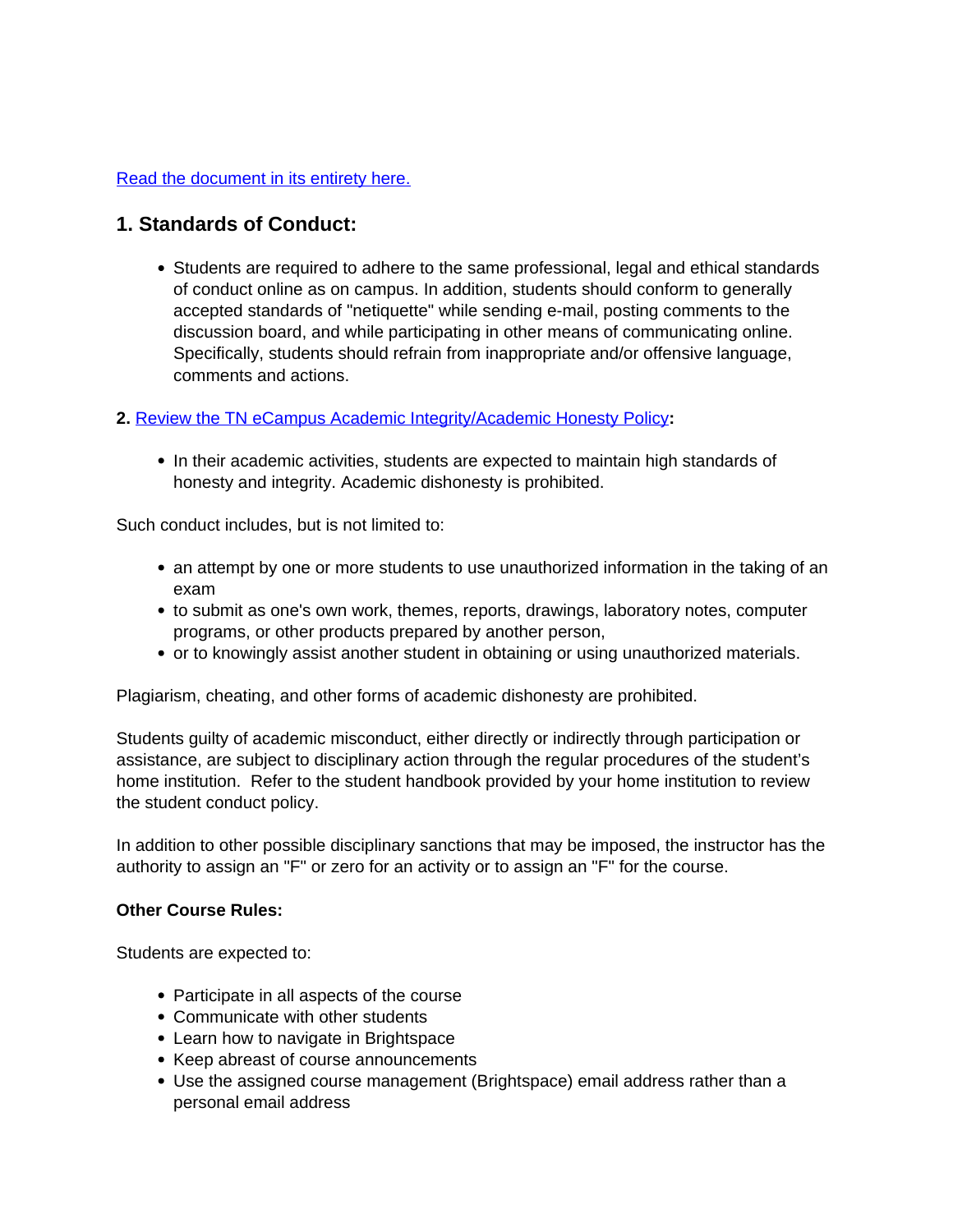[Read the document in its entirety here.]()

## 1. Standards of Conduct:

- Students are required to adhere to the same professional, legal and ethical standards of conduct online as on campus. In addition, students should conform to generally accepted standards of "netiquette" while sending e-mail, posting comments to the discussion board, and while participating in other means of communicating online. Specifically, students should refrain from inappropriate and/or offensive language, comments and actions.

**2.** [Review the TN eCampus Academic Integrity/Academic Honesty Policy]()**:**

- In their academic activities, students are expected to maintain high standards of honesty and integrity. Academic dishonesty is prohibited.

Such conduct includes, but is not limited to:

- an attempt by one or more students to use unauthorized information in the taking of an exam
- to submit as one's own work, themes, reports, drawings, laboratory notes, computer programs, or other products prepared by another person,
- or to knowingly assist another student in obtaining or using unauthorized materials.

Plagiarism, cheating, and other forms of academic dishonesty are prohibited.

Students guilty of academic misconduct, either directly or indirectly through participation or assistance, are subject to disciplinary action through the regular procedures of the student's home institution. Refer to the student handbook provided by your home institution to review the student conduct policy.

In addition to other possible disciplinary sanctions that may be imposed, the instructor has the authority to assign an "F" or zero for an activity or to assign an "F" for the course.

**Other Course Rules:**

Students are expected to:

- Participate in all aspects of the course
- Communicate with other students
- Learn how to navigate in Brightspace
- Keep abreast of course announcements
- Use the assigned course management (Brightspace) email address rather than a personal email address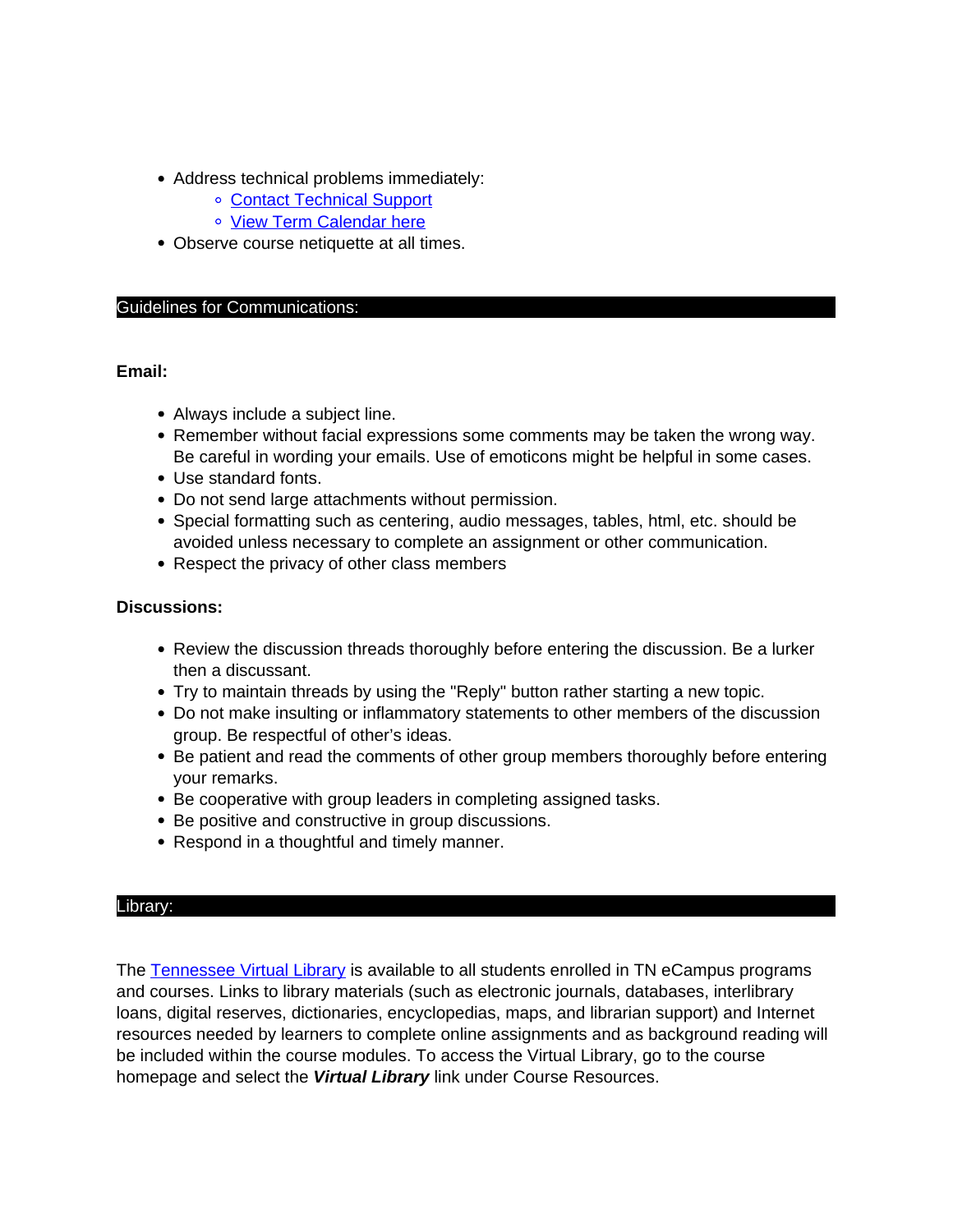- Address technical problems immediately:
    - Contact Technical Support
    - View Term Calendar here
- Observe course netiquette at all times.

## Guidelines for Communications:

**Email:**

- Always include a subject line.
- Remember without facial expressions some comments may be taken the wrong way. Be careful in wording your emails. Use of emoticons might be helpful in some cases.
- Use standard fonts.
- Do not send large attachments without permission.
- Special formatting such as centering, audio messages, tables, html, etc. should be avoided unless necessary to complete an assignment or other communication.
- Respect the privacy of other class members

**Discussions:**

- Review the discussion threads thoroughly before entering the discussion. Be a lurker then a discussant.
- Try to maintain threads by using the "Reply" button rather starting a new topic.
- Do not make insulting or inflammatory statements to other members of the discussion group. Be respectful of other's ideas.
- Be patient and read the comments of other group members thoroughly before entering your remarks.
- Be cooperative with group leaders in completing assigned tasks.
- Be positive and constructive in group discussions.
- Respond in a thoughtful and timely manner.

## Library:

The Tennessee Virtual Library is available to all students enrolled in TN eCampus programs and courses. Links to library materials (such as electronic journals, databases, interlibrary loans, digital reserves, dictionaries, encyclopedias, maps, and librarian support) and Internet resources needed by learners to complete online assignments and as background reading will be included within the course modules. To access the Virtual Library, go to the course homepage and select the ***Virtual Library*** link under Course Resources.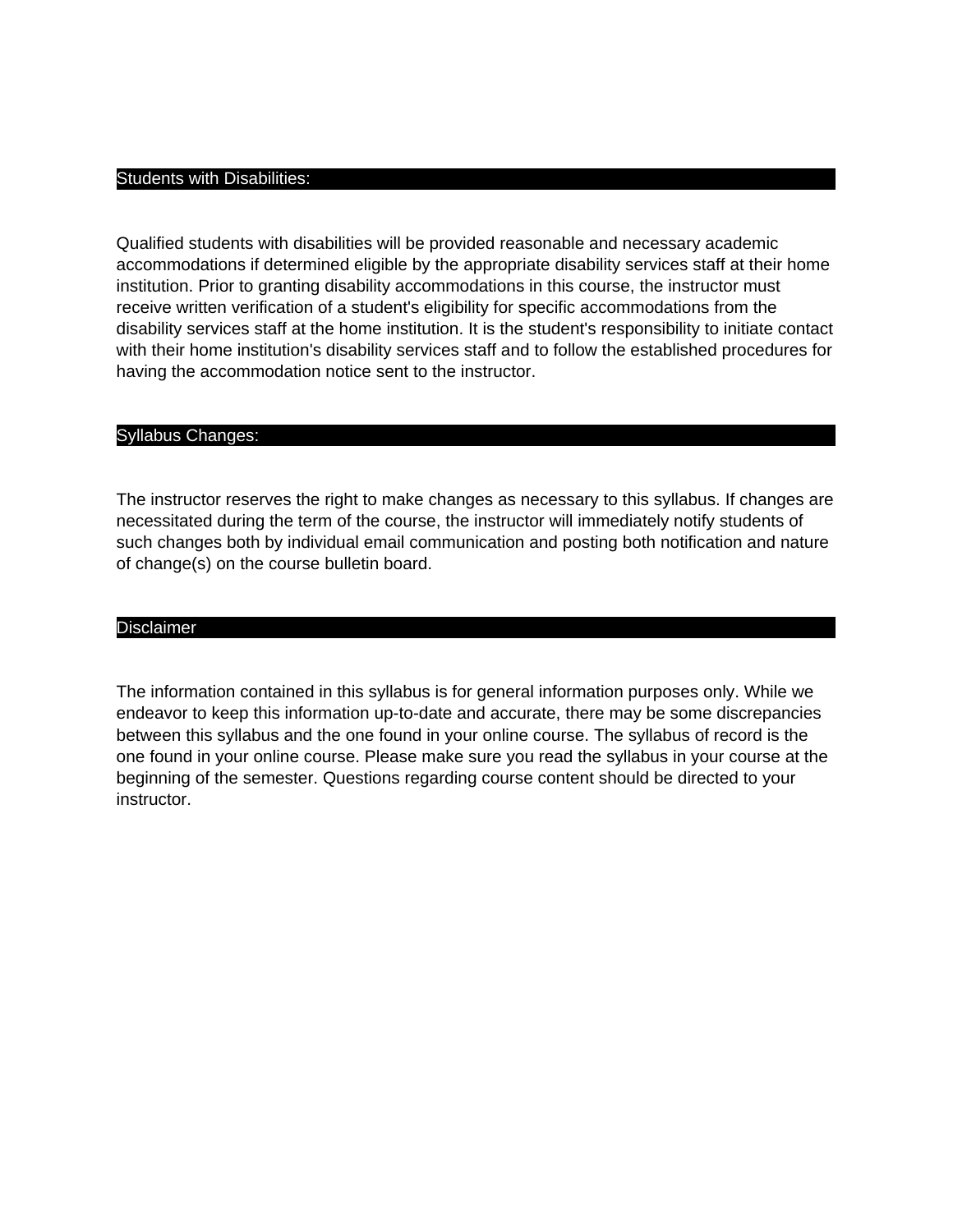## Students with Disabilities:

Qualified students with disabilities will be provided reasonable and necessary academic accommodations if determined eligible by the appropriate disability services staff at their home institution. Prior to granting disability accommodations in this course, the instructor must receive written verification of a student's eligibility for specific accommodations from the disability services staff at the home institution. It is the student's responsibility to initiate contact with their home institution's disability services staff and to follow the established procedures for having the accommodation notice sent to the instructor.

## Syllabus Changes:

The instructor reserves the right to make changes as necessary to this syllabus. If changes are necessitated during the term of the course, the instructor will immediately notify students of such changes both by individual email communication and posting both notification and nature of change(s) on the course bulletin board.

## Disclaimer

The information contained in this syllabus is for general information purposes only. While we endeavor to keep this information up-to-date and accurate, there may be some discrepancies between this syllabus and the one found in your online course. The syllabus of record is the one found in your online course. Please make sure you read the syllabus in your course at the beginning of the semester. Questions regarding course content should be directed to your instructor.